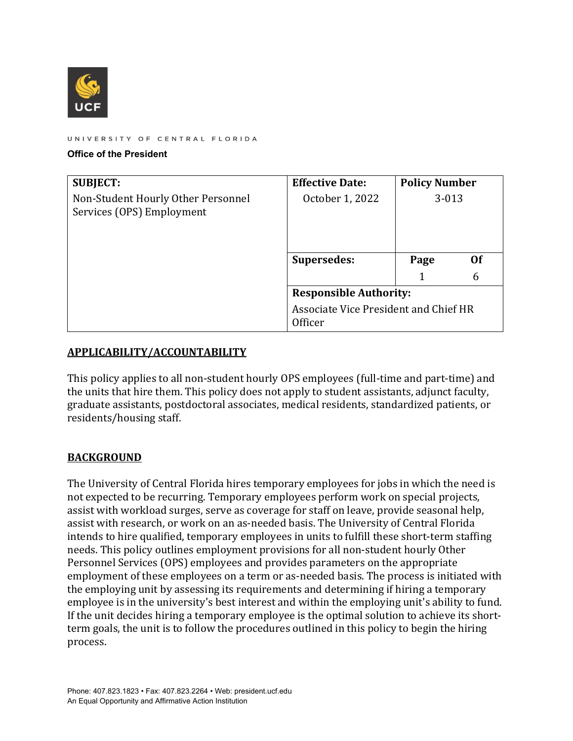UNIVERSITY OF CENTRAL FLORIDA

**Office of the President**

| **SUBJECT:** | **Effective Date:** | **Policy Number** |
|---|---|---|
| Non-Student Hourly Other Personnel Services (OPS) Employment | October 1, 2022 | 3-013 |
| | **Supersedes:** | **Page** 1 **Of** 6 |
| | **Responsible Authority:** Associate Vice President and Chief HR Officer | |

## APPLICABILITY/ACCOUNTABILITY

This policy applies to all non-student hourly OPS employees (full-time and part-time) and the units that hire them. This policy does not apply to student assistants, adjunct faculty, graduate assistants, postdoctoral associates, medical residents, standardized patients, or residents/housing staff.

## BACKGROUND

The University of Central Florida hires temporary employees for jobs in which the need is not expected to be recurring. Temporary employees perform work on special projects, assist with workload surges, serve as coverage for staff on leave, provide seasonal help, assist with research, or work on an as-needed basis. The University of Central Florida intends to hire qualified, temporary employees in units to fulfill these short-term staffing needs. This policy outlines employment provisions for all non-student hourly Other Personnel Services (OPS) employees and provides parameters on the appropriate employment of these employees on a term or as-needed basis. The process is initiated with the employing unit by assessing its requirements and determining if hiring a temporary employee is in the university's best interest and within the employing unit's ability to fund. If the unit decides hiring a temporary employee is the optimal solution to achieve its short-term goals, the unit is to follow the procedures outlined in this policy to begin the hiring process.

Phone: 407.823.1823 • Fax: 407.823.2264 • Web: president.ucf.edu
An Equal Opportunity and Affirmative Action Institution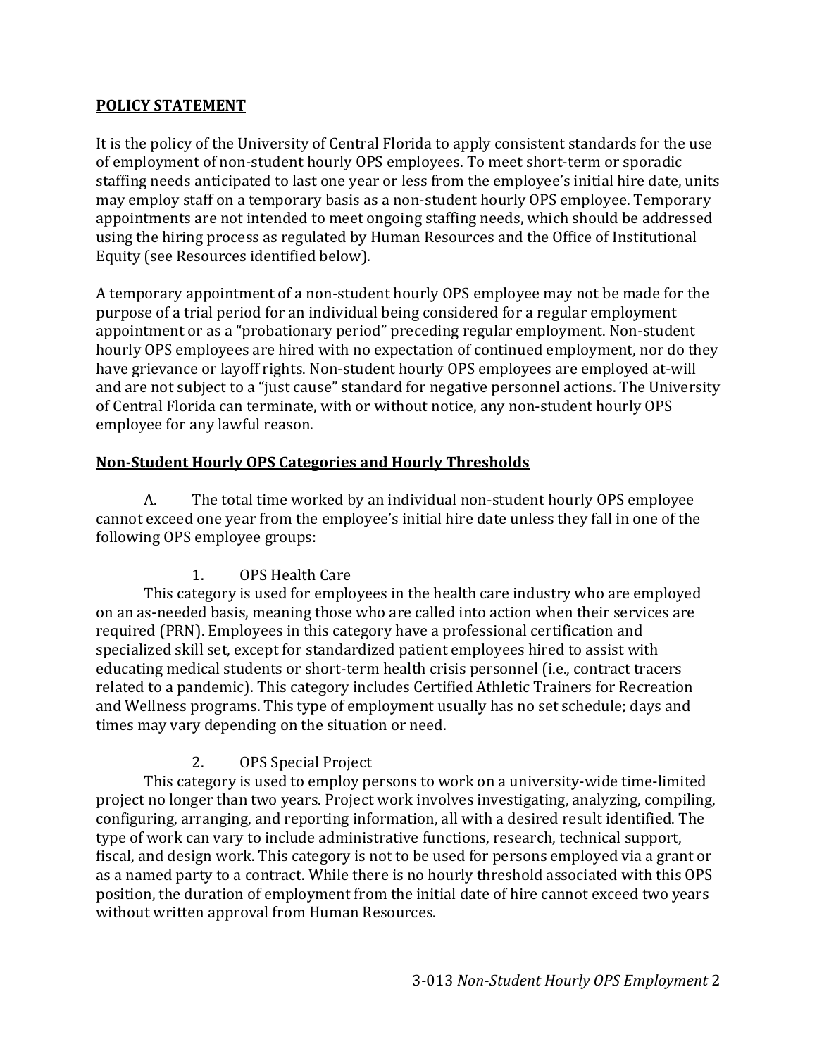## POLICY STATEMENT

It is the policy of the University of Central Florida to apply consistent standards for the use of employment of non-student hourly OPS employees. To meet short-term or sporadic staffing needs anticipated to last one year or less from the employee's initial hire date, units may employ staff on a temporary basis as a non-student hourly OPS employee. Temporary appointments are not intended to meet ongoing staffing needs, which should be addressed using the hiring process as regulated by Human Resources and the Office of Institutional Equity (see Resources identified below).

A temporary appointment of a non-student hourly OPS employee may not be made for the purpose of a trial period for an individual being considered for a regular employment appointment or as a "probationary period" preceding regular employment. Non-student hourly OPS employees are hired with no expectation of continued employment, nor do they have grievance or layoff rights. Non-student hourly OPS employees are employed at-will and are not subject to a "just cause" standard for negative personnel actions. The University of Central Florida can terminate, with or without notice, any non-student hourly OPS employee for any lawful reason.

### Non-Student Hourly OPS Categories and Hourly Thresholds

A. The total time worked by an individual non-student hourly OPS employee cannot exceed one year from the employee's initial hire date unless they fall in one of the following OPS employee groups:

1. OPS Health Care

This category is used for employees in the health care industry who are employed on an as-needed basis, meaning those who are called into action when their services are required (PRN). Employees in this category have a professional certification and specialized skill set, except for standardized patient employees hired to assist with educating medical students or short-term health crisis personnel (i.e., contract tracers related to a pandemic). This category includes Certified Athletic Trainers for Recreation and Wellness programs. This type of employment usually has no set schedule; days and times may vary depending on the situation or need.

2. OPS Special Project

This category is used to employ persons to work on a university-wide time-limited project no longer than two years. Project work involves investigating, analyzing, compiling, configuring, arranging, and reporting information, all with a desired result identified. The type of work can vary to include administrative functions, research, technical support, fiscal, and design work. This category is not to be used for persons employed via a grant or as a named party to a contract. While there is no hourly threshold associated with this OPS position, the duration of employment from the initial date of hire cannot exceed two years without written approval from Human Resources.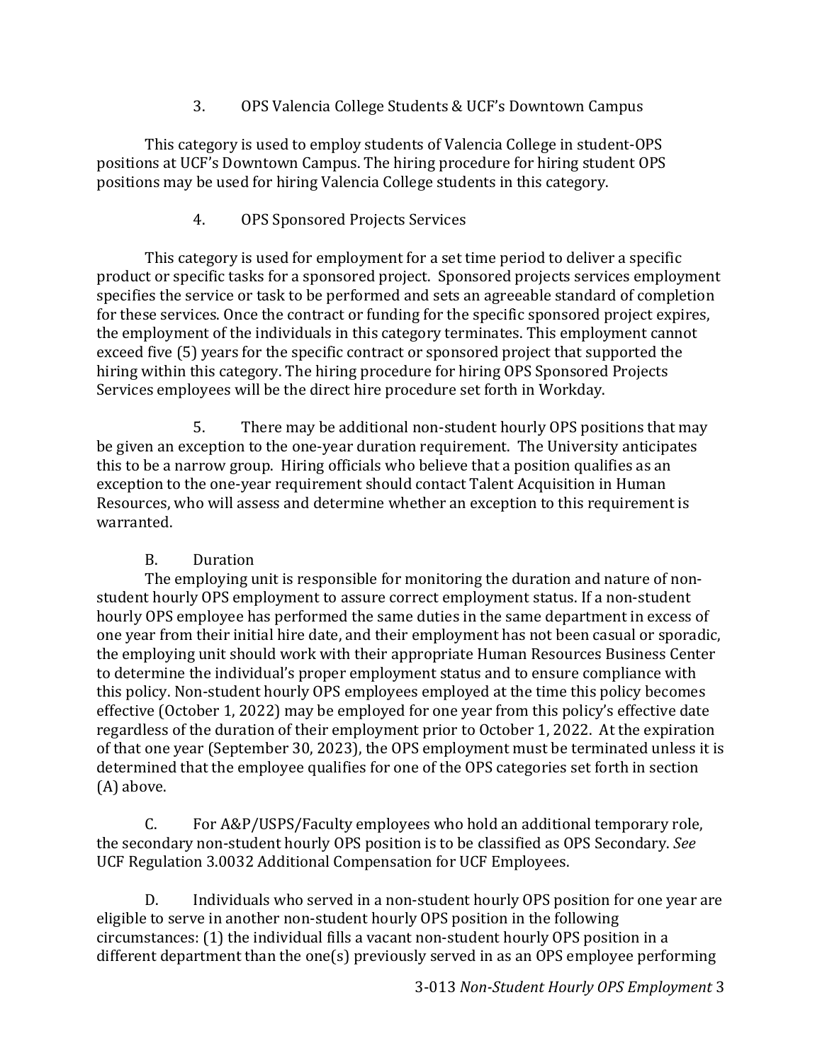### 3. OPS Valencia College Students & UCF's Downtown Campus

This category is used to employ students of Valencia College in student-OPS positions at UCF's Downtown Campus. The hiring procedure for hiring student OPS positions may be used for hiring Valencia College students in this category.

### 4. OPS Sponsored Projects Services

This category is used for employment for a set time period to deliver a specific product or specific tasks for a sponsored project. Sponsored projects services employment specifies the service or task to be performed and sets an agreeable standard of completion for these services. Once the contract or funding for the specific sponsored project expires, the employment of the individuals in this category terminates. This employment cannot exceed five (5) years for the specific contract or sponsored project that supported the hiring within this category. The hiring procedure for hiring OPS Sponsored Projects Services employees will be the direct hire procedure set forth in Workday.

5. There may be additional non-student hourly OPS positions that may be given an exception to the one-year duration requirement. The University anticipates this to be a narrow group. Hiring officials who believe that a position qualifies as an exception to the one-year requirement should contact Talent Acquisition in Human Resources, who will assess and determine whether an exception to this requirement is warranted.

## B. Duration

The employing unit is responsible for monitoring the duration and nature of non-student hourly OPS employment to assure correct employment status. If a non-student hourly OPS employee has performed the same duties in the same department in excess of one year from their initial hire date, and their employment has not been casual or sporadic, the employing unit should work with their appropriate Human Resources Business Center to determine the individual's proper employment status and to ensure compliance with this policy. Non-student hourly OPS employees employed at the time this policy becomes effective (October 1, 2022) may be employed for one year from this policy's effective date regardless of the duration of their employment prior to October 1, 2022. At the expiration of that one year (September 30, 2023), the OPS employment must be terminated unless it is determined that the employee qualifies for one of the OPS categories set forth in section (A) above.

C. For A&P/USPS/Faculty employees who hold an additional temporary role, the secondary non-student hourly OPS position is to be classified as OPS Secondary. *See* UCF Regulation 3.0032 Additional Compensation for UCF Employees.

D. Individuals who served in a non-student hourly OPS position for one year are eligible to serve in another non-student hourly OPS position in the following circumstances: (1) the individual fills a vacant non-student hourly OPS position in a different department than the one(s) previously served in as an OPS employee performing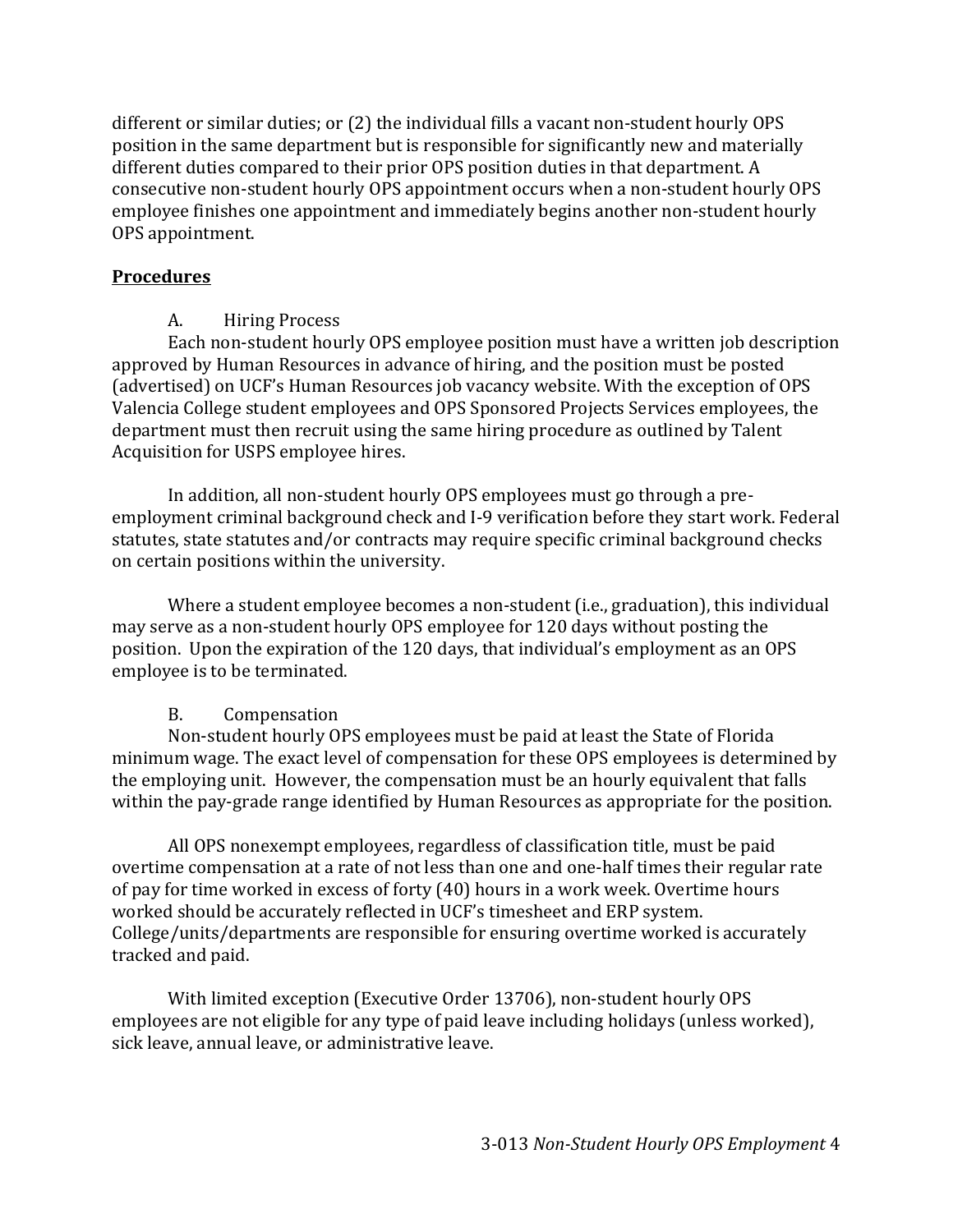different or similar duties; or (2) the individual fills a vacant non-student hourly OPS position in the same department but is responsible for significantly new and materially different duties compared to their prior OPS position duties in that department. A consecutive non-student hourly OPS appointment occurs when a non-student hourly OPS employee finishes one appointment and immediately begins another non-student hourly OPS appointment.

**Procedures**

A. Hiring Process

Each non-student hourly OPS employee position must have a written job description approved by Human Resources in advance of hiring, and the position must be posted (advertised) on UCF's Human Resources job vacancy website. With the exception of OPS Valencia College student employees and OPS Sponsored Projects Services employees, the department must then recruit using the same hiring procedure as outlined by Talent Acquisition for USPS employee hires.

In addition, all non-student hourly OPS employees must go through a pre-employment criminal background check and I-9 verification before they start work. Federal statutes, state statutes and/or contracts may require specific criminal background checks on certain positions within the university.

Where a student employee becomes a non-student (i.e., graduation), this individual may serve as a non-student hourly OPS employee for 120 days without posting the position. Upon the expiration of the 120 days, that individual's employment as an OPS employee is to be terminated.

B. Compensation

Non-student hourly OPS employees must be paid at least the State of Florida minimum wage. The exact level of compensation for these OPS employees is determined by the employing unit. However, the compensation must be an hourly equivalent that falls within the pay-grade range identified by Human Resources as appropriate for the position.

All OPS nonexempt employees, regardless of classification title, must be paid overtime compensation at a rate of not less than one and one-half times their regular rate of pay for time worked in excess of forty (40) hours in a work week. Overtime hours worked should be accurately reflected in UCF's timesheet and ERP system. College/units/departments are responsible for ensuring overtime worked is accurately tracked and paid.

With limited exception (Executive Order 13706), non-student hourly OPS employees are not eligible for any type of paid leave including holidays (unless worked), sick leave, annual leave, or administrative leave.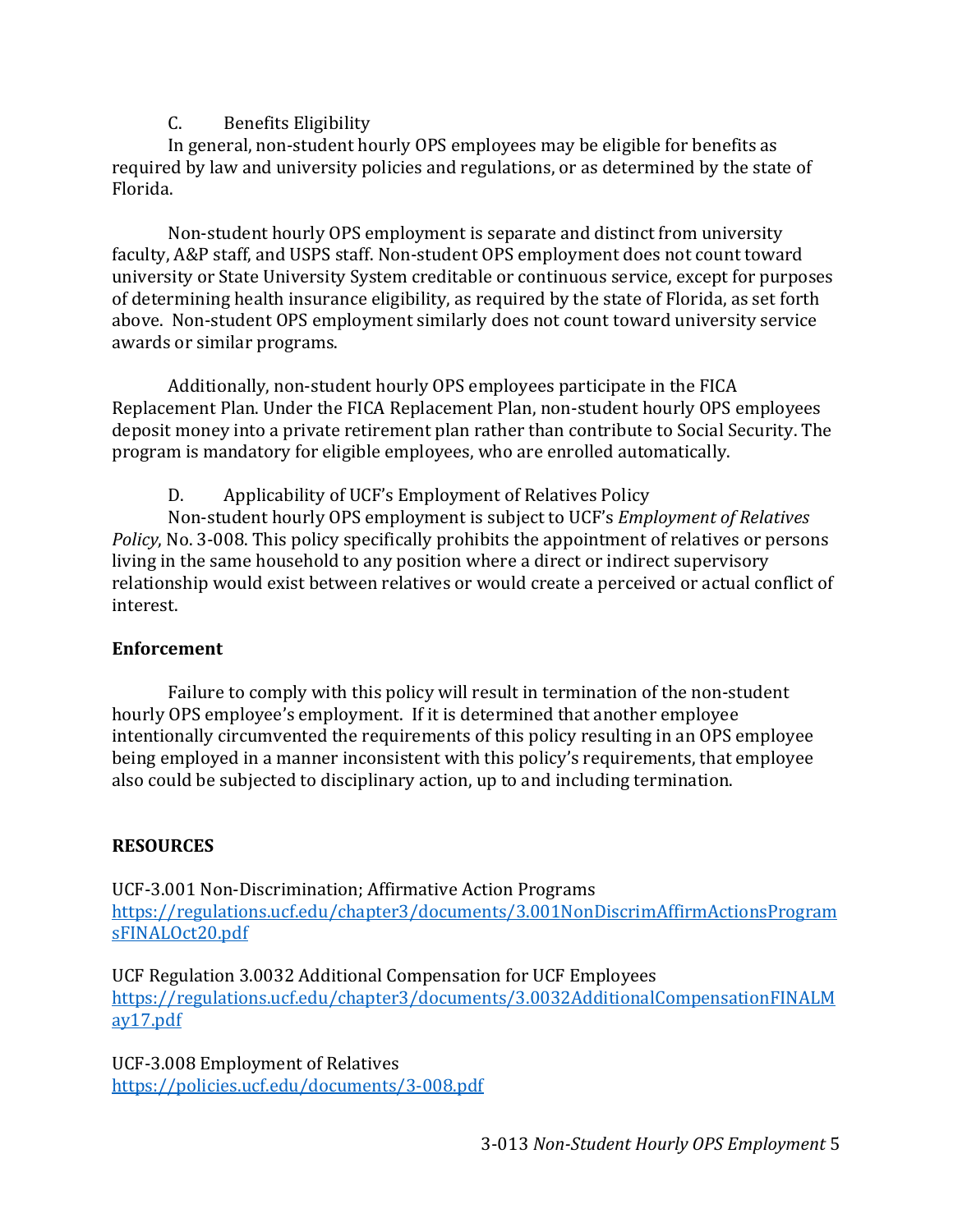C. Benefits Eligibility

In general, non-student hourly OPS employees may be eligible for benefits as required by law and university policies and regulations, or as determined by the state of Florida.

Non-student hourly OPS employment is separate and distinct from university faculty, A&P staff, and USPS staff. Non-student OPS employment does not count toward university or State University System creditable or continuous service, except for purposes of determining health insurance eligibility, as required by the state of Florida, as set forth above. Non-student OPS employment similarly does not count toward university service awards or similar programs.

Additionally, non-student hourly OPS employees participate in the FICA Replacement Plan. Under the FICA Replacement Plan, non-student hourly OPS employees deposit money into a private retirement plan rather than contribute to Social Security. The program is mandatory for eligible employees, who are enrolled automatically.

D. Applicability of UCF's Employment of Relatives Policy

Non-student hourly OPS employment is subject to UCF's *Employment of Relatives Policy*, No. 3-008. This policy specifically prohibits the appointment of relatives or persons living in the same household to any position where a direct or indirect supervisory relationship would exist between relatives or would create a perceived or actual conflict of interest.

## Enforcement

Failure to comply with this policy will result in termination of the non-student hourly OPS employee's employment. If it is determined that another employee intentionally circumvented the requirements of this policy resulting in an OPS employee being employed in a manner inconsistent with this policy's requirements, that employee also could be subjected to disciplinary action, up to and including termination.

## RESOURCES

UCF-3.001 Non-Discrimination; Affirmative Action Programs
https://regulations.ucf.edu/chapter3/documents/3.001NonDiscrimAffirmActionsProgramsFINALOct20.pdf

UCF Regulation 3.0032 Additional Compensation for UCF Employees
https://regulations.ucf.edu/chapter3/documents/3.0032AdditionalCompensationFINALMay17.pdf

UCF-3.008 Employment of Relatives
https://policies.ucf.edu/documents/3-008.pdf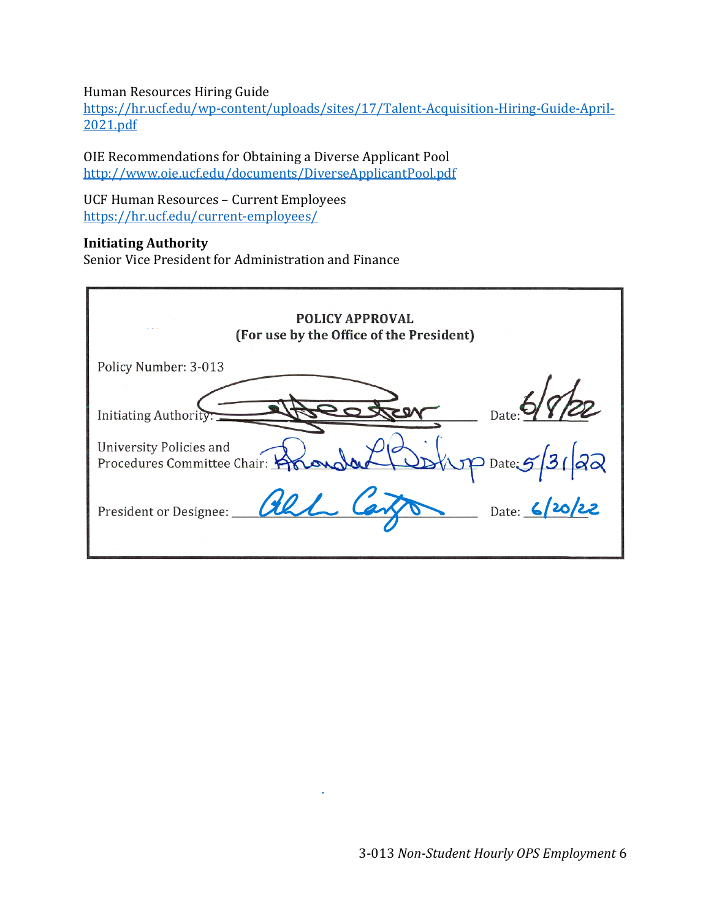Human Resources Hiring Guide
https://hr.ucf.edu/wp-content/uploads/sites/17/Talent-Acquisition-Hiring-Guide-April-2021.pdf

OIE Recommendations for Obtaining a Diverse Applicant Pool
http://www.oie.ucf.edu/documents/DiverseApplicantPool.pdf

UCF Human Resources – Current Employees
https://hr.ucf.edu/current-employees/

**Initiating Authority**
Senior Vice President for Administration and Finance

**POLICY APPROVAL**
**(For use by the Office of the President)**

Policy Number: 3-013

Initiating Authority: _______________ Date: 6/8/22

University Policies and Procedures Committee Chair: _______________ Date: 5/31/22

President or Designee: _______________ Date: 6/20/22